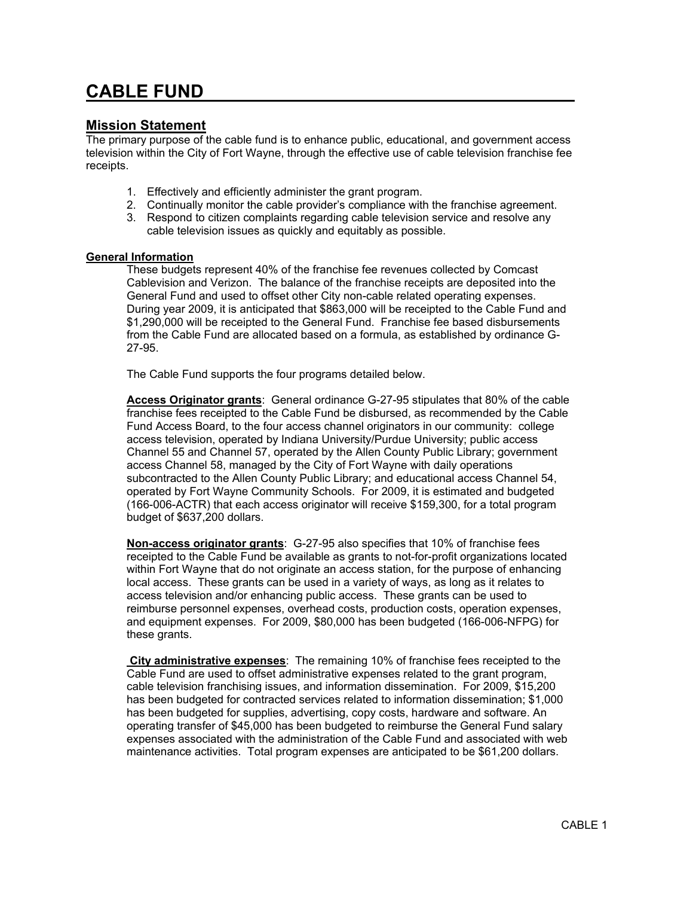# CABLE FUND

## Mission Statement

The primary purpose of the cable fund is to enhance public, educational, and government access television within the City of Fort Wayne, through the effective use of cable television franchise fee receipts.

1. Effectively and efficiently administer the grant program.
2. Continually monitor the cable provider's compliance with the franchise agreement.
3. Respond to citizen complaints regarding cable television service and resolve any cable television issues as quickly and equitably as possible.

### General Information

These budgets represent 40% of the franchise fee revenues collected by Comcast Cablevision and Verizon. The balance of the franchise receipts are deposited into the General Fund and used to offset other City non-cable related operating expenses. During year 2009, it is anticipated that $863,000 will be receipted to the Cable Fund and $1,290,000 will be receipted to the General Fund. Franchise fee based disbursements from the Cable Fund are allocated based on a formula, as established by ordinance G-27-95.

The Cable Fund supports the four programs detailed below.

**Access Originator grants**: General ordinance G-27-95 stipulates that 80% of the cable franchise fees receipted to the Cable Fund be disbursed, as recommended by the Cable Fund Access Board, to the four access channel originators in our community: college access television, operated by Indiana University/Purdue University; public access Channel 55 and Channel 57, operated by the Allen County Public Library; government access Channel 58, managed by the City of Fort Wayne with daily operations subcontracted to the Allen County Public Library; and educational access Channel 54, operated by Fort Wayne Community Schools. For 2009, it is estimated and budgeted (166-006-ACTR) that each access originator will receive $159,300, for a total program budget of $637,200 dollars.

**Non-access originator grants**: G-27-95 also specifies that 10% of franchise fees receipted to the Cable Fund be available as grants to not-for-profit organizations located within Fort Wayne that do not originate an access station, for the purpose of enhancing local access. These grants can be used in a variety of ways, as long as it relates to access television and/or enhancing public access. These grants can be used to reimburse personnel expenses, overhead costs, production costs, operation expenses, and equipment expenses. For 2009, $80,000 has been budgeted (166-006-NFPG) for these grants.

**City administrative expenses**: The remaining 10% of franchise fees receipted to the Cable Fund are used to offset administrative expenses related to the grant program, cable television franchising issues, and information dissemination. For 2009, $15,200 has been budgeted for contracted services related to information dissemination; $1,000 has been budgeted for supplies, advertising, copy costs, hardware and software. An operating transfer of $45,000 has been budgeted to reimburse the General Fund salary expenses associated with the administration of the Cable Fund and associated with web maintenance activities. Total program expenses are anticipated to be $61,200 dollars.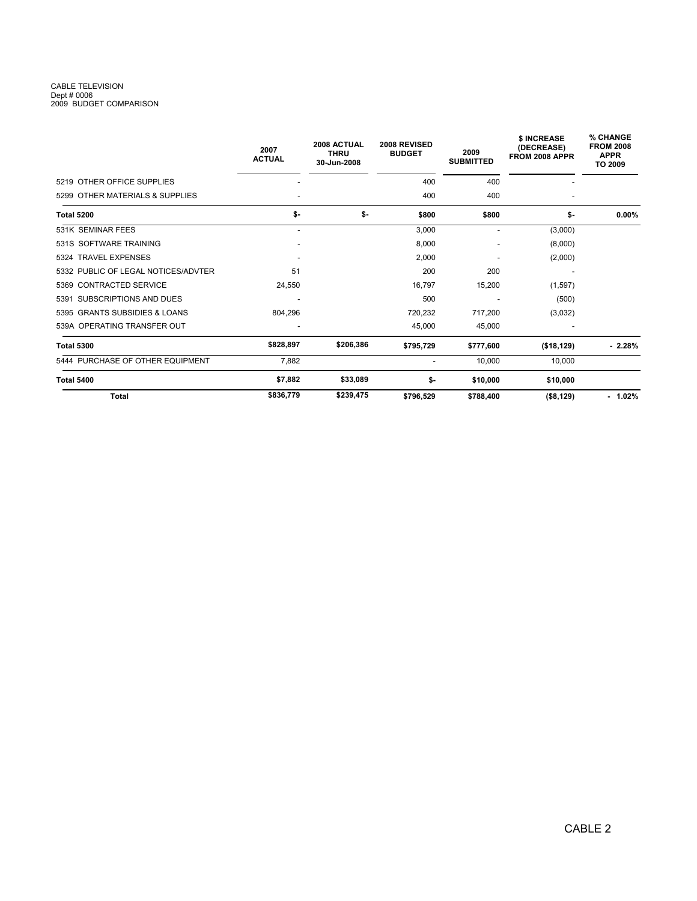CABLE TELEVISION
Dept # 0006
2009 BUDGET COMPARISON

| | 2007 ACTUAL | 2008 ACTUAL THRU 30-Jun-2008 | 2008 REVISED BUDGET | 2009 SUBMITTED | $ INCREASE (DECREASE) FROM 2008 APPR | % CHANGE FROM 2008 APPR TO 2009 |
|---|---|---|---|---|---|---|
| 5219 OTHER OFFICE SUPPLIES | - | | 400 | 400 | - | |
| 5299 OTHER MATERIALS & SUPPLIES | - | | 400 | 400 | - | |
| **Total 5200** | **$-** | **$-** | **$800** | **$800** | **$-** | **0.00%** |
| 531K SEMINAR FEES | - | | 3,000 | - | (3,000) | |
| 531S SOFTWARE TRAINING | - | | 8,000 | - | (8,000) | |
| 5324 TRAVEL EXPENSES | - | | 2,000 | - | (2,000) | |
| 5332 PUBLIC OF LEGAL NOTICES/ADVTER | 51 | | 200 | 200 | - | |
| 5369 CONTRACTED SERVICE | 24,550 | | 16,797 | 15,200 | (1,597) | |
| 5391 SUBSCRIPTIONS AND DUES | - | | 500 | - | (500) | |
| 5395 GRANTS SUBSIDIES & LOANS | 804,296 | | 720,232 | 717,200 | (3,032) | |
| 539A OPERATING TRANSFER OUT | - | | 45,000 | 45,000 | - | |
| **Total 5300** | **$828,897** | **$206,386** | **$795,729** | **$777,600** | **($18,129)** | **- 2.28%** |
| 5444 PURCHASE OF OTHER EQUIPMENT | 7,882 | | - | 10,000 | 10,000 | |
| **Total 5400** | **$7,882** | **$33,089** | **$-** | **$10,000** | **$10,000** | |
| **Total** | **$836,779** | **$239,475** | **$796,529** | **$788,400** | **($8,129)** | **- 1.02%** |

CABLE 2